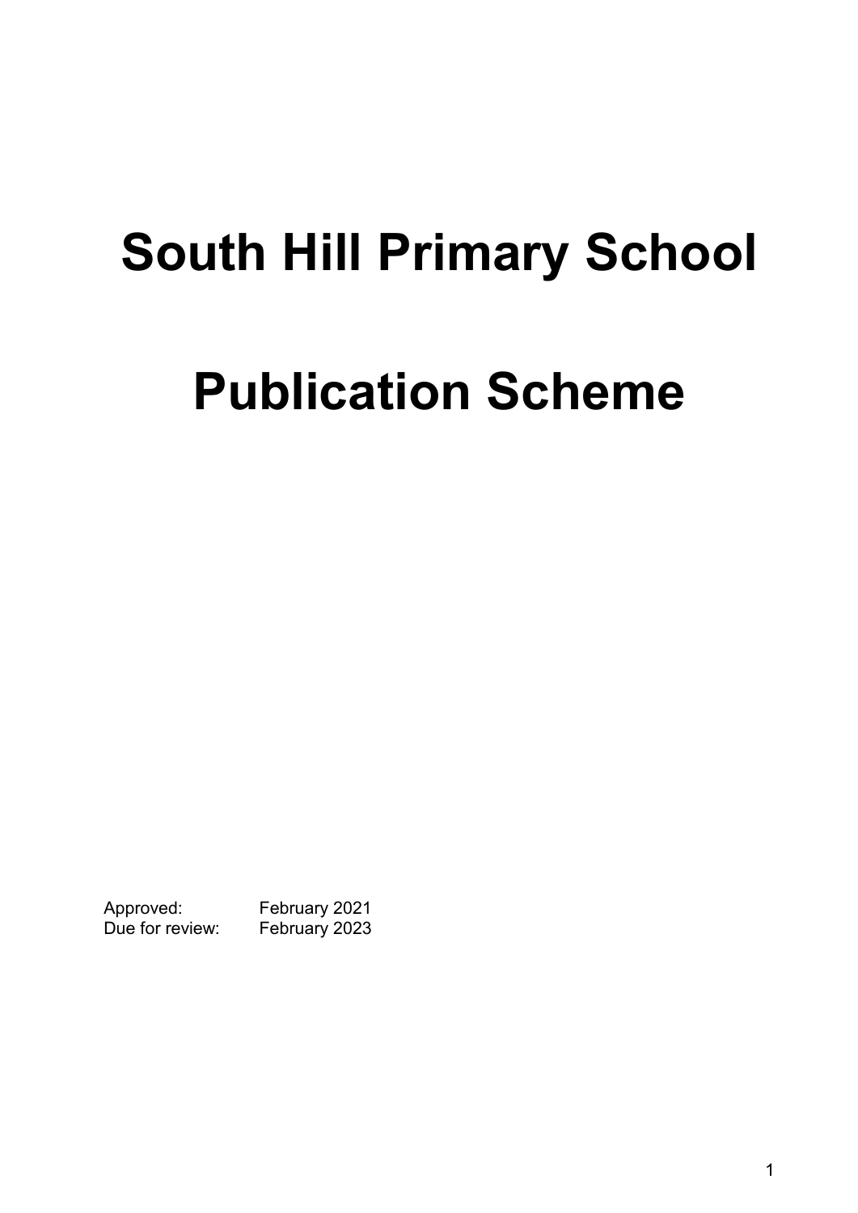# South Hill Primary School

# Publication Scheme

Approved: February 2021

Due for review: February 2023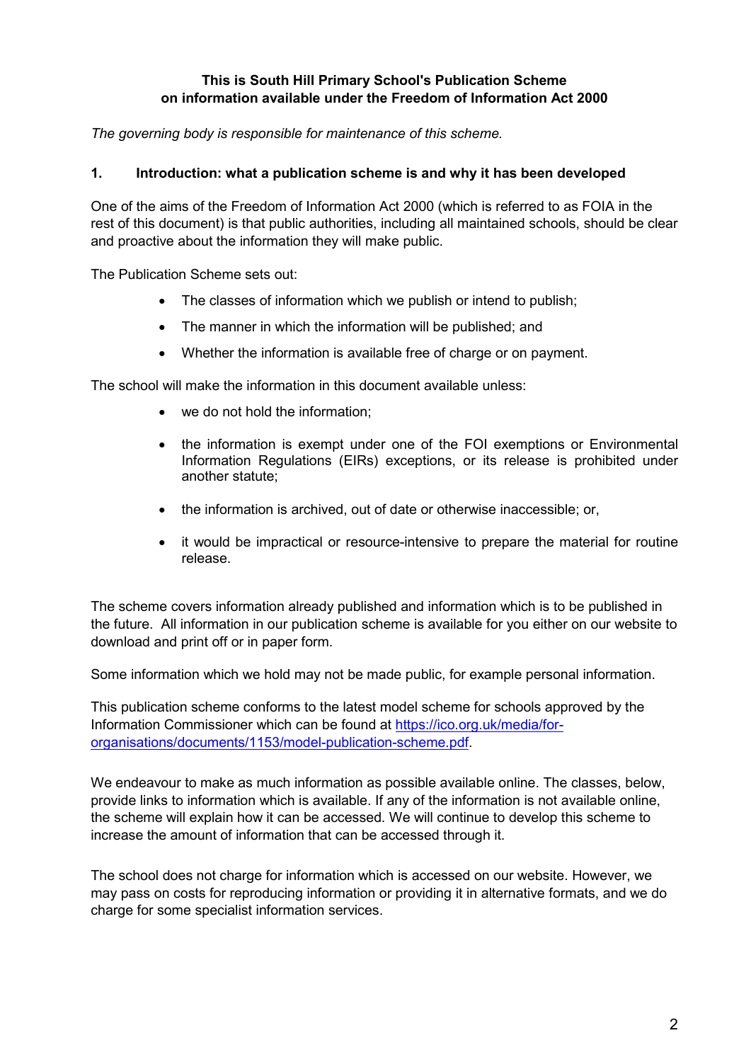**This is South Hill Primary School's Publication Scheme on information available under the Freedom of Information Act 2000**

*The governing body is responsible for maintenance of this scheme.*

## 1. Introduction: what a publication scheme is and why it has been developed

One of the aims of the Freedom of Information Act 2000 (which is referred to as FOIA in the rest of this document) is that public authorities, including all maintained schools, should be clear and proactive about the information they will make public.

The Publication Scheme sets out:

- The classes of information which we publish or intend to publish;
- The manner in which the information will be published; and
- Whether the information is available free of charge or on payment.

The school will make the information in this document available unless:

- we do not hold the information;
- the information is exempt under one of the FOI exemptions or Environmental Information Regulations (EIRs) exceptions, or its release is prohibited under another statute;
- the information is archived, out of date or otherwise inaccessible; or,
- it would be impractical or resource-intensive to prepare the material for routine release.

The scheme covers information already published and information which is to be published in the future. All information in our publication scheme is available for you either on our website to download and print off or in paper form.

Some information which we hold may not be made public, for example personal information.

This publication scheme conforms to the latest model scheme for schools approved by the Information Commissioner which can be found at [https://ico.org.uk/media/for-organisations/documents/1153/model-publication-scheme.pdf](https://ico.org.uk/media/for-organisations/documents/1153/model-publication-scheme.pdf).

We endeavour to make as much information as possible available online. The classes, below, provide links to information which is available. If any of the information is not available online, the scheme will explain how it can be accessed. We will continue to develop this scheme to increase the amount of information that can be accessed through it.

The school does not charge for information which is accessed on our website. However, we may pass on costs for reproducing information or providing it in alternative formats, and we do charge for some specialist information services.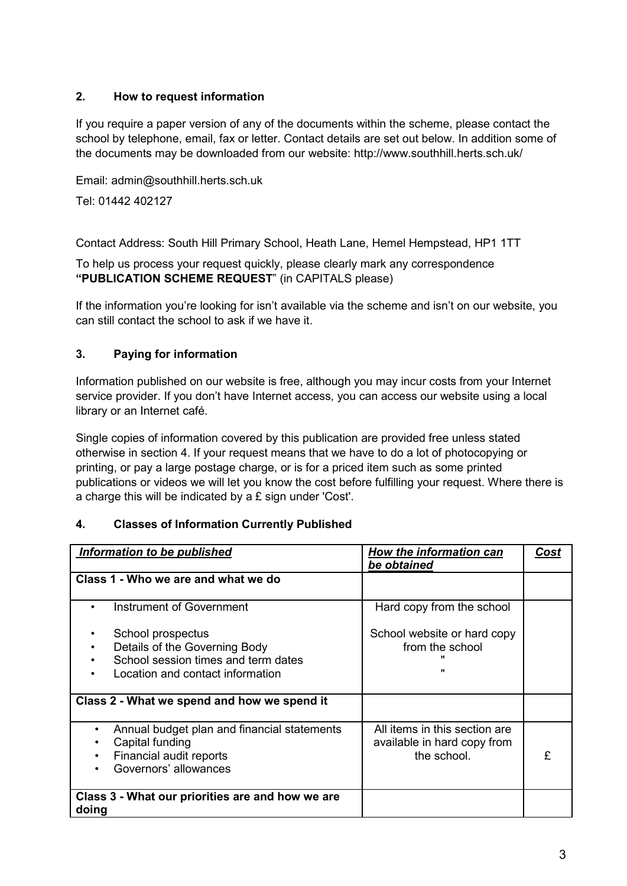## 2. How to request information

If you require a paper version of any of the documents within the scheme, please contact the school by telephone, email, fax or letter. Contact details are set out below. In addition some of the documents may be downloaded from our website: http://www.southhill.herts.sch.uk/

Email: admin@southhill.herts.sch.uk

Tel: 01442 402127

Contact Address: South Hill Primary School, Heath Lane, Hemel Hempstead, HP1 1TT

To help us process your request quickly, please clearly mark any correspondence **"PUBLICATION SCHEME REQUEST"** (in CAPITALS please)

If the information you're looking for isn't available via the scheme and isn't on our website, you can still contact the school to ask if we have it.

## 3. Paying for information

Information published on our website is free, although you may incur costs from your Internet service provider. If you don't have Internet access, you can access our website using a local library or an Internet café.

Single copies of information covered by this publication are provided free unless stated otherwise in section 4. If your request means that we have to do a lot of photocopying or printing, or pay a large postage charge, or is for a priced item such as some printed publications or videos we will let you know the cost before fulfilling your request. Where there is a charge this will be indicated by a £ sign under 'Cost'.

## 4. Classes of Information Currently Published

| ***Information to be published*** | ***How the information can be obtained*** | ***Cost*** |
|---|---|---|
| **Class 1 - Who we are and what we do** | | |
| • Instrument of Government | Hard copy from the school | |
| • School prospectus | School website or hard copy from the school | |
| • Details of the Governing Body | " | |
| • School session times and term dates | " | |
| • Location and contact information | " | |
| **Class 2 - What we spend and how we spend it** | | |
| • Annual budget plan and financial statements<br>• Capital funding<br>• Financial audit reports<br>• Governors' allowances | All items in this section are available in hard copy from the school. | £ |
| **Class 3 - What our priorities are and how we are doing** | | |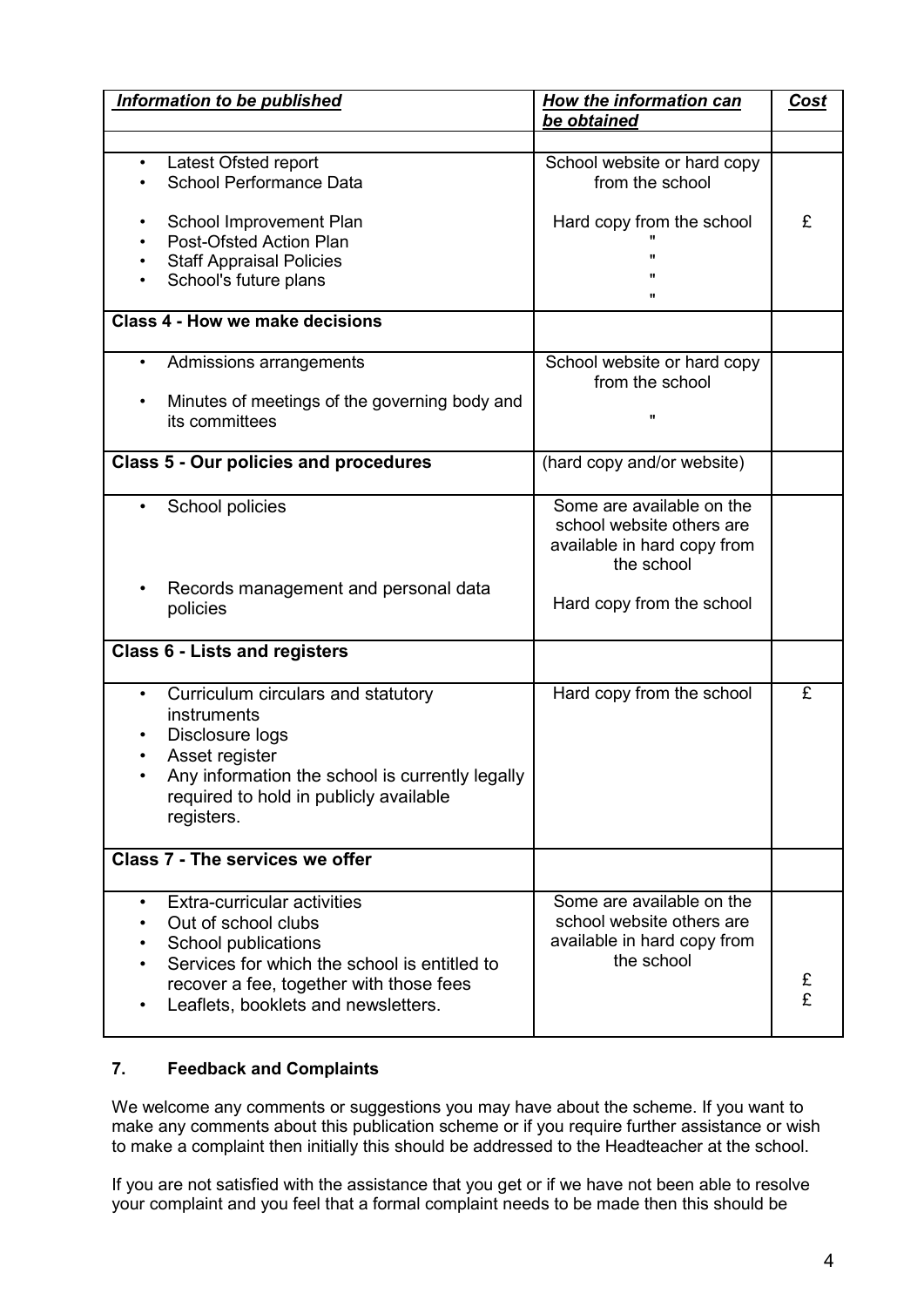| *Information to be published* | *How the information can be obtained* | *Cost* |
|---|---|---|
| | | |
| • Latest Ofsted report<br>• School Performance Data | School website or hard copy from the school | |
| • School Improvement Plan<br>• Post-Ofsted Action Plan<br>• Staff Appraisal Policies<br>• School's future plans | Hard copy from the school<br>"<br>"<br>"<br>" | £ |
| **Class 4 - How we make decisions** | | |
| • Admissions arrangements<br>• Minutes of meetings of the governing body and its committees | School website or hard copy from the school<br>" | |
| **Class 5 - Our policies and procedures** | (hard copy and/or website) | |
| • School policies<br>• Records management and personal data policies | Some are available on the school website others are available in hard copy from the school<br>Hard copy from the school | |
| **Class 6 - Lists and registers** | | |
| • Curriculum circulars and statutory instruments<br>• Disclosure logs<br>• Asset register<br>• Any information the school is currently legally required to hold in publicly available registers. | Hard copy from the school | £ |
| **Class 7 - The services we offer** | | |
| • Extra-curricular activities<br>• Out of school clubs<br>• School publications<br>• Services for which the school is entitled to recover a fee, together with those fees<br>• Leaflets, booklets and newsletters. | Some are available on the school website others are available in hard copy from the school | £<br>£ |

## 7. Feedback and Complaints

We welcome any comments or suggestions you may have about the scheme. If you want to make any comments about this publication scheme or if you require further assistance or wish to make a complaint then initially this should be addressed to the Headteacher at the school.

If you are not satisfied with the assistance that you get or if we have not been able to resolve your complaint and you feel that a formal complaint needs to be made then this should be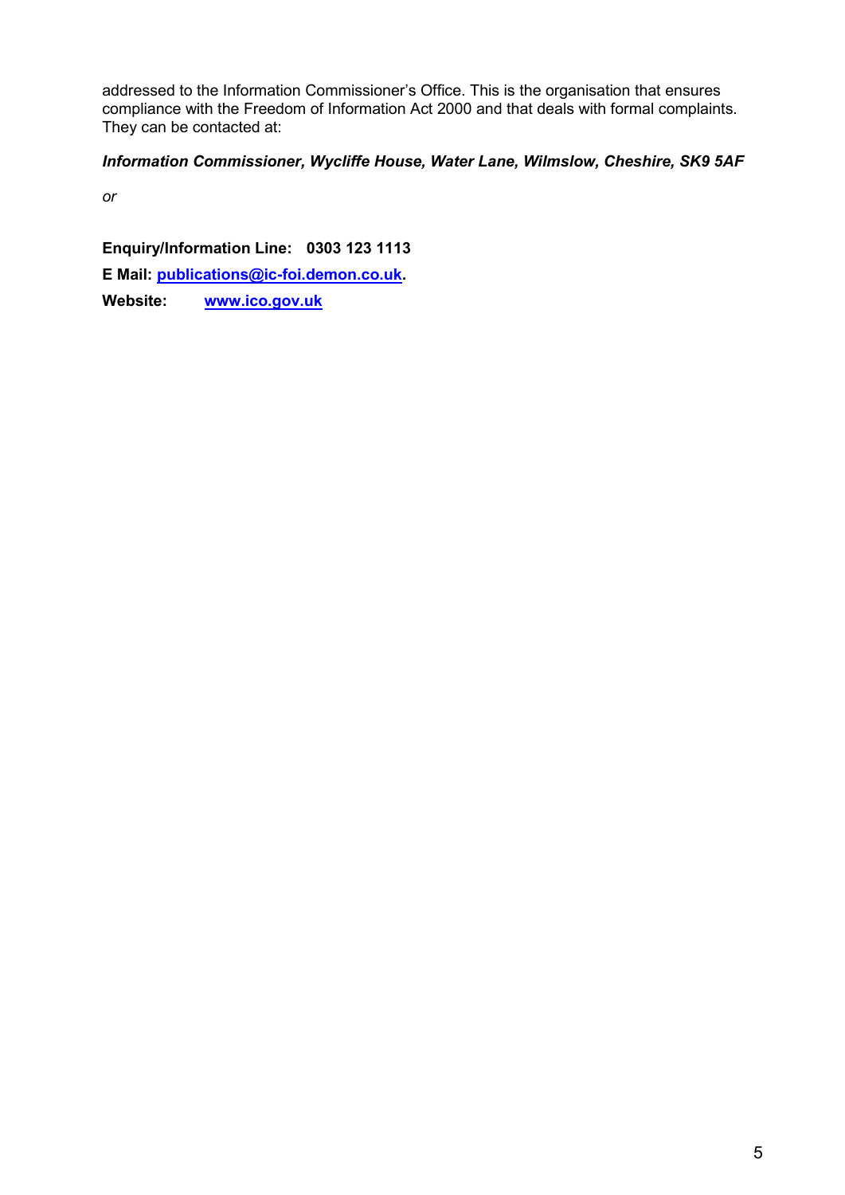addressed to the Information Commissioner's Office. This is the organisation that ensures compliance with the Freedom of Information Act 2000 and that deals with formal complaints. They can be contacted at:

***Information Commissioner, Wycliffe House, Water Lane, Wilmslow, Cheshire, SK9 5AF***

*or*

**Enquiry/Information Line: 0303 123 1113**

**E Mail: [publications@ic-foi.demon.co.uk](mailto:publications@ic-foi.demon.co.uk).**

**Website: [www.ico.gov.uk](http://www.ico.gov.uk)**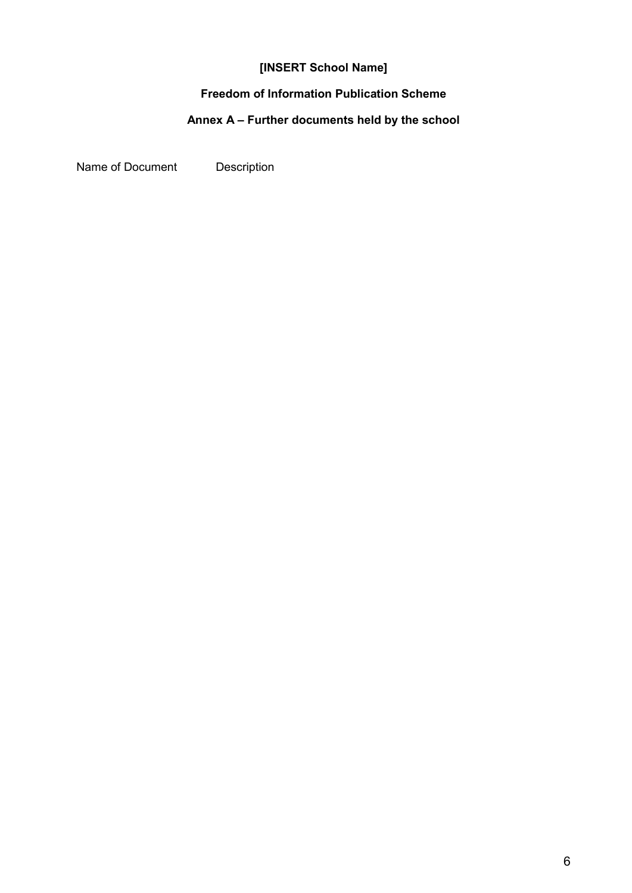**[INSERT School Name]**

**Freedom of Information Publication Scheme**

**Annex A – Further documents held by the school**

| Name of Document | Description |
| --- | --- |